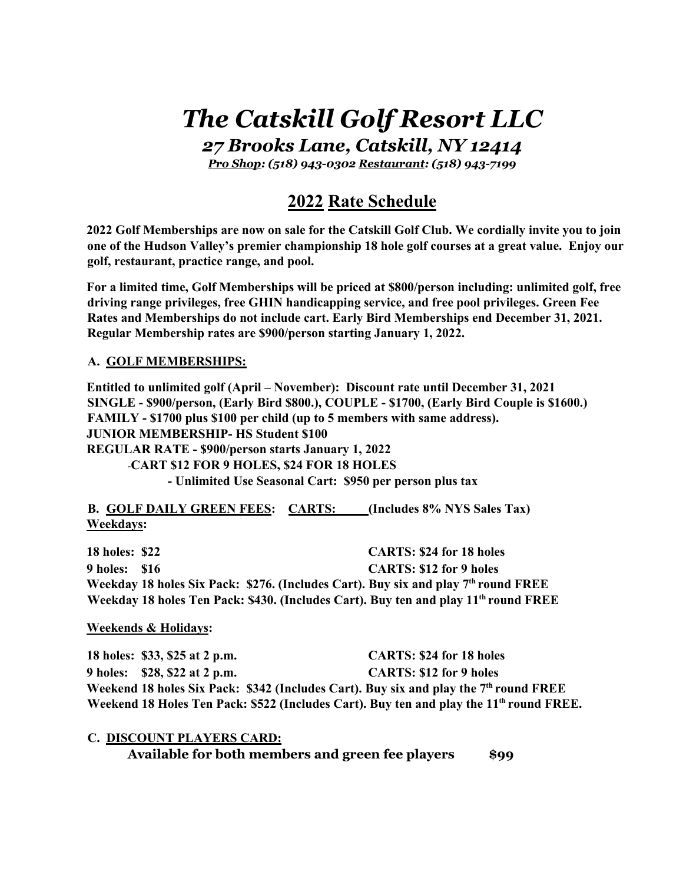# *The Catskill Golf Resort LLC*

## *27 Brooks Lane, Catskill, NY 12414*

***Pro Shop*: *(518) 943-0302* *Restaurant*: *(518) 943-7199***

## 2022 Rate Schedule

**2022 Golf Memberships are now on sale for the Catskill Golf Club. We cordially invite you to join one of the Hudson Valley's premier championship 18 hole golf courses at a great value. Enjoy our golf, restaurant, practice range, and pool.**

**For a limited time, Golf Memberships will be priced at $800/person including: unlimited golf, free driving range privileges, free GHIN handicapping service, and free pool privileges. Green Fee Rates and Memberships do not include cart. Early Bird Memberships end December 31, 2021. Regular Membership rates are $900/person starting January 1, 2022.**

### A. GOLF MEMBERSHIPS:

**Entitled to unlimited golf (April – November): Discount rate until December 31, 2021**
**SINGLE - $900/person, (Early Bird $800.), COUPLE - $1700, (Early Bird Couple is $1600.)**
**FAMILY - $1700 plus $100 per child (up to 5 members with same address).**
**JUNIOR MEMBERSHIP- HS Student $100**
**REGULAR RATE - $900/person starts January 1, 2022**

- **CART $12 FOR 9 HOLES, $24 FOR 18 HOLES**
  - **Unlimited Use Seasonal Cart: $950 per person plus tax**

### B. GOLF DAILY GREEN FEES: CARTS: (Includes 8% NYS Sales Tax)

**Weekdays:**

| | |
|---|---|
| **18 holes: $22** | **CARTS: $24 for 18 holes** |
| **9 holes: $16** | **CARTS: $12 for 9 holes** |

**Weekday 18 holes Six Pack: $276. (Includes Cart). Buy six and play 7th round FREE**
**Weekday 18 holes Ten Pack: $430. (Includes Cart). Buy ten and play 11th round FREE**

**Weekends & Holidays:**

| | |
|---|---|
| **18 holes: $33, $25 at 2 p.m.** | **CARTS: $24 for 18 holes** |
| **9 holes: $28, $22 at 2 p.m.** | **CARTS: $12 for 9 holes** |

**Weekend 18 holes Six Pack: $342 (Includes Cart). Buy six and play the 7th round FREE**
**Weekend 18 Holes Ten Pack: $522 (Includes Cart). Buy ten and play the 11th round FREE.**

### C. DISCOUNT PLAYERS CARD:

**Available for both members and green fee players $99**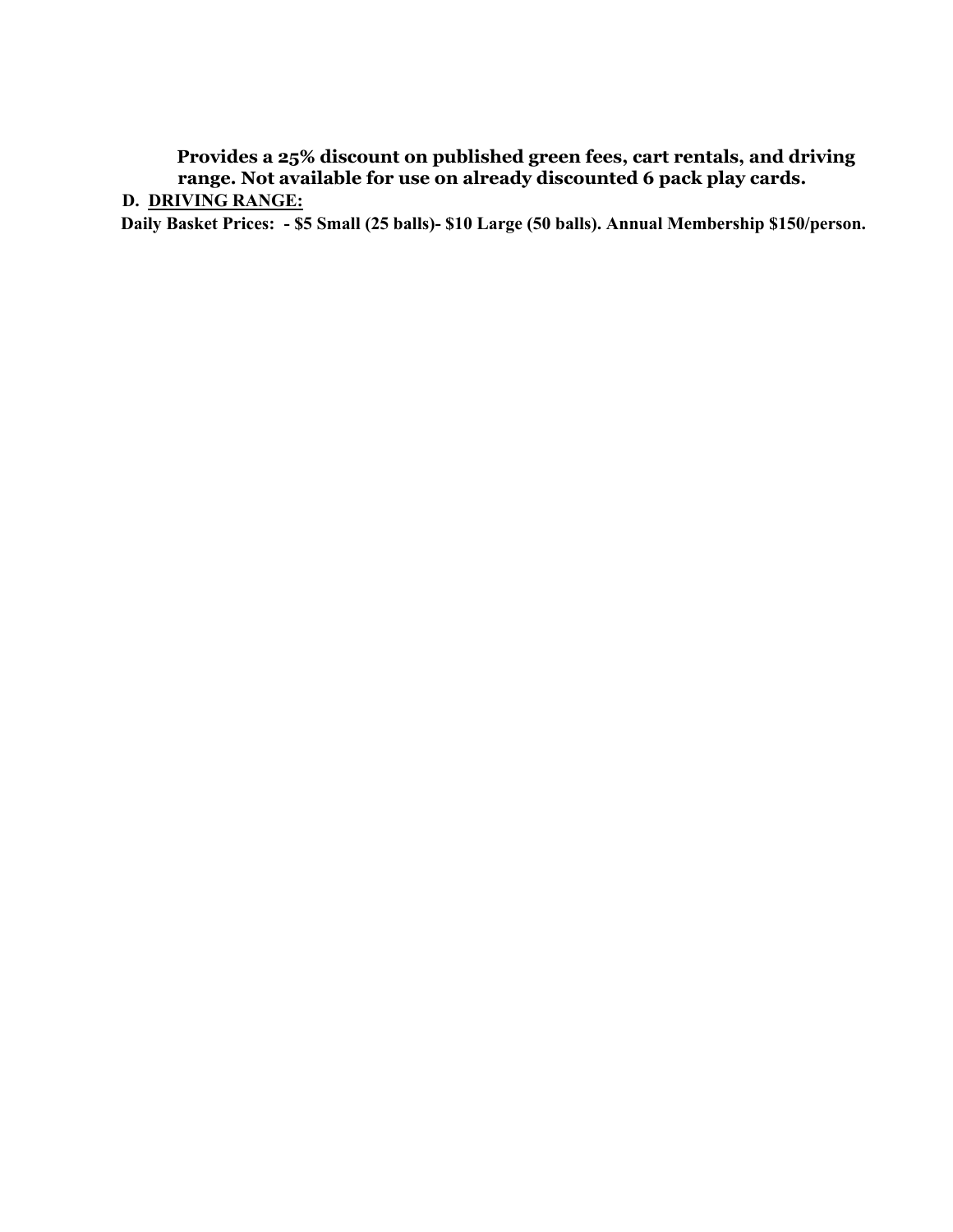**Provides a 25% discount on published green fees, cart rentals, and driving range. Not available for use on already discounted 6 pack play cards.**

**D. <u>DRIVING RANGE:</u>**

**Daily Basket Prices: - $5 Small (25 balls)- $10 Large (50 balls). Annual Membership $150/person.**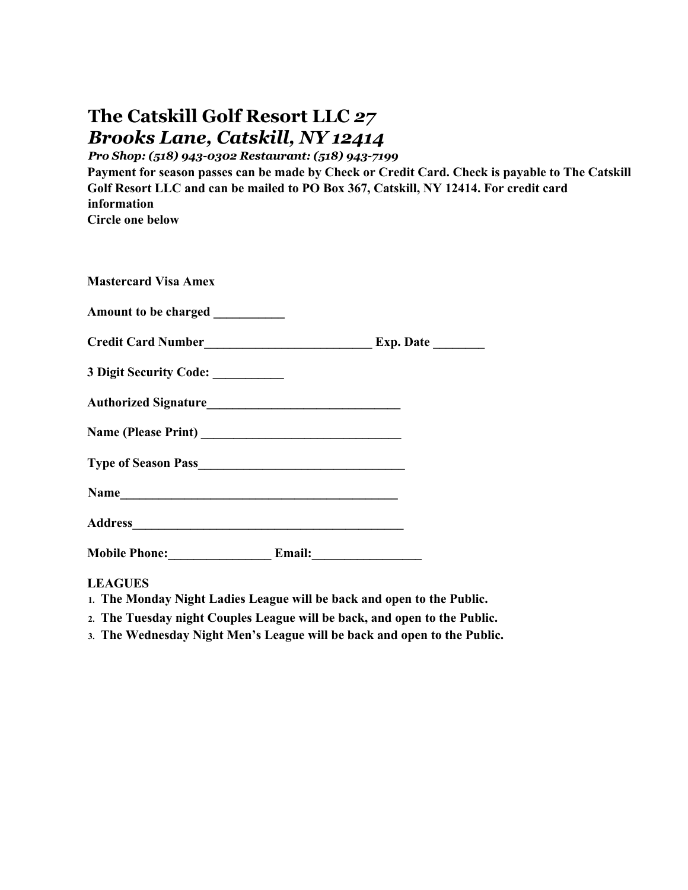# The Catskill Golf Resort LLC *27 Brooks Lane, Catskill, NY 12414*

***Pro Shop: (518) 943-0302 Restaurant: (518) 943-7199***

**Payment for season passes can be made by Check or Credit Card. Check is payable to The Catskill Golf Resort LLC and can be mailed to PO Box 367, Catskill, NY 12414. For credit card information**

**Circle one below**

**Mastercard Visa Amex**

**Amount to be charged ___________**

**Credit Card Number__________________________ Exp. Date ________**

**3 Digit Security Code: ___________**

**Authorized Signature______________________________**

**Name (Please Print) _______________________________**

**Type of Season Pass________________________________**

**Name____________________________________________**

**Address__________________________________________**

**Mobile Phone:________________ Email:_________________**

**LEAGUES**

1. **The Monday Night Ladies League will be back and open to the Public.**
2. **The Tuesday night Couples League will be back, and open to the Public.**
3. **The Wednesday Night Men's League will be back and open to the Public.**